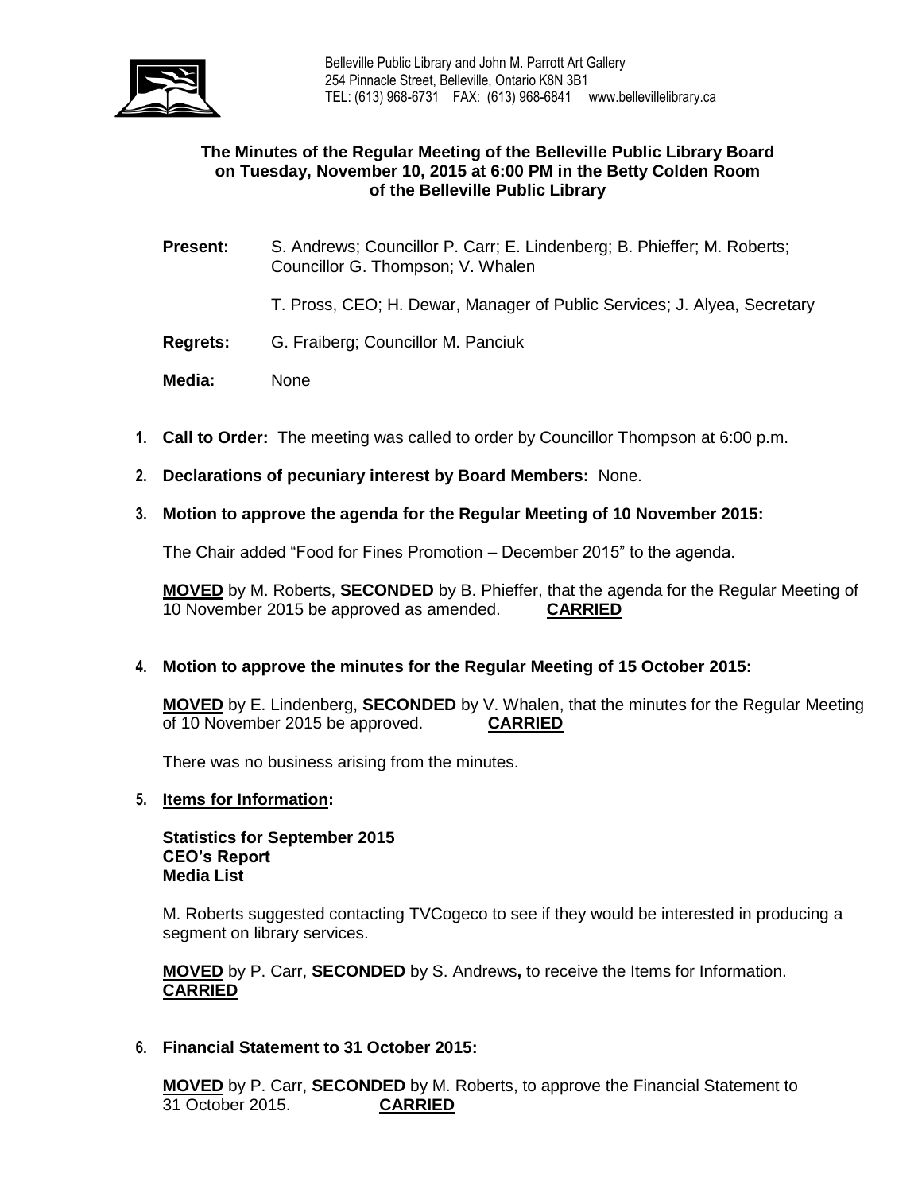Belleville Public Library and John M. Parrott Art Gallery
254 Pinnacle Street, Belleville, Ontario K8N 3B1
TEL: (613) 968-6731 FAX: (613) 968-6841 www.bellevillelibrary.ca

**The Minutes of the Regular Meeting of the Belleville Public Library Board on Tuesday, November 10, 2015 at 6:00 PM in the Betty Colden Room of the Belleville Public Library**

**Present:** S. Andrews; Councillor P. Carr; E. Lindenberg; B. Phieffer; M. Roberts; Councillor G. Thompson; V. Whalen

T. Pross, CEO; H. Dewar, Manager of Public Services; J. Alyea, Secretary

**Regrets:** G. Fraiberg; Councillor M. Panciuk

**Media:** None

1. **Call to Order:** The meeting was called to order by Councillor Thompson at 6:00 p.m.

2. **Declarations of pecuniary interest by Board Members:** None.

3. **Motion to approve the agenda for the Regular Meeting of 10 November 2015:**

   The Chair added "Food for Fines Promotion – December 2015" to the agenda.

   **MOVED** by M. Roberts, **SECONDED** by B. Phieffer, that the agenda for the Regular Meeting of 10 November 2015 be approved as amended. **CARRIED**

4. **Motion to approve the minutes for the Regular Meeting of 15 October 2015:**

   **MOVED** by E. Lindenberg, **SECONDED** by V. Whalen, that the minutes for the Regular Meeting of 10 November 2015 be approved. **CARRIED**

   There was no business arising from the minutes.

5. **Items for Information:**

   **Statistics for September 2015**
   **CEO's Report**
   **Media List**

   M. Roberts suggested contacting TVCogeco to see if they would be interested in producing a segment on library services.

   **MOVED** by P. Carr, **SECONDED** by S. Andrews**,** to receive the Items for Information. **CARRIED**

6. **Financial Statement to 31 October 2015:**

   **MOVED** by P. Carr, **SECONDED** by M. Roberts, to approve the Financial Statement to 31 October 2015. **CARRIED**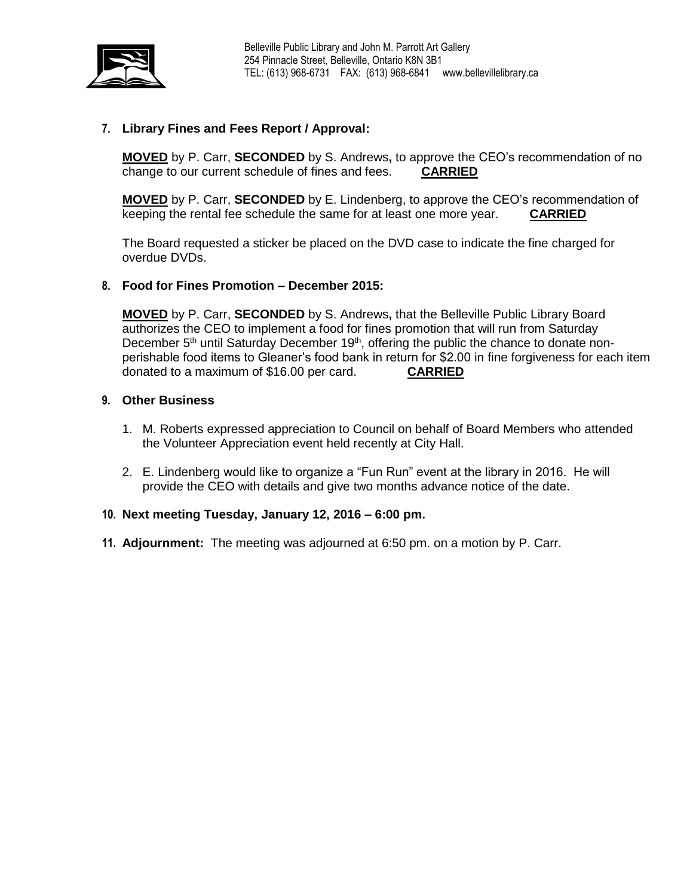Belleville Public Library and John M. Parrott Art Gallery
254 Pinnacle Street, Belleville, Ontario K8N 3B1
TEL: (613) 968-6731 FAX: (613) 968-6841 www.bellevillelibrary.ca

**7. Library Fines and Fees Report / Approval:**

**MOVED** by P. Carr, **SECONDED** by S. Andrews**,** to approve the CEO's recommendation of no change to our current schedule of fines and fees. **CARRIED**

**MOVED** by P. Carr, **SECONDED** by E. Lindenberg, to approve the CEO's recommendation of keeping the rental fee schedule the same for at least one more year. **CARRIED**

The Board requested a sticker be placed on the DVD case to indicate the fine charged for overdue DVDs.

**8. Food for Fines Promotion – December 2015:**

**MOVED** by P. Carr, **SECONDED** by S. Andrews**,** that the Belleville Public Library Board authorizes the CEO to implement a food for fines promotion that will run from Saturday December 5th until Saturday December 19th, offering the public the chance to donate non-perishable food items to Gleaner's food bank in return for $2.00 in fine forgiveness for each item donated to a maximum of $16.00 per card. **CARRIED**

**9. Other Business**

1. M. Roberts expressed appreciation to Council on behalf of Board Members who attended the Volunteer Appreciation event held recently at City Hall.
2. E. Lindenberg would like to organize a "Fun Run" event at the library in 2016. He will provide the CEO with details and give two months advance notice of the date.

**10. Next meeting Tuesday, January 12, 2016 – 6:00 pm.**

**11. Adjournment:** The meeting was adjourned at 6:50 pm. on a motion by P. Carr.